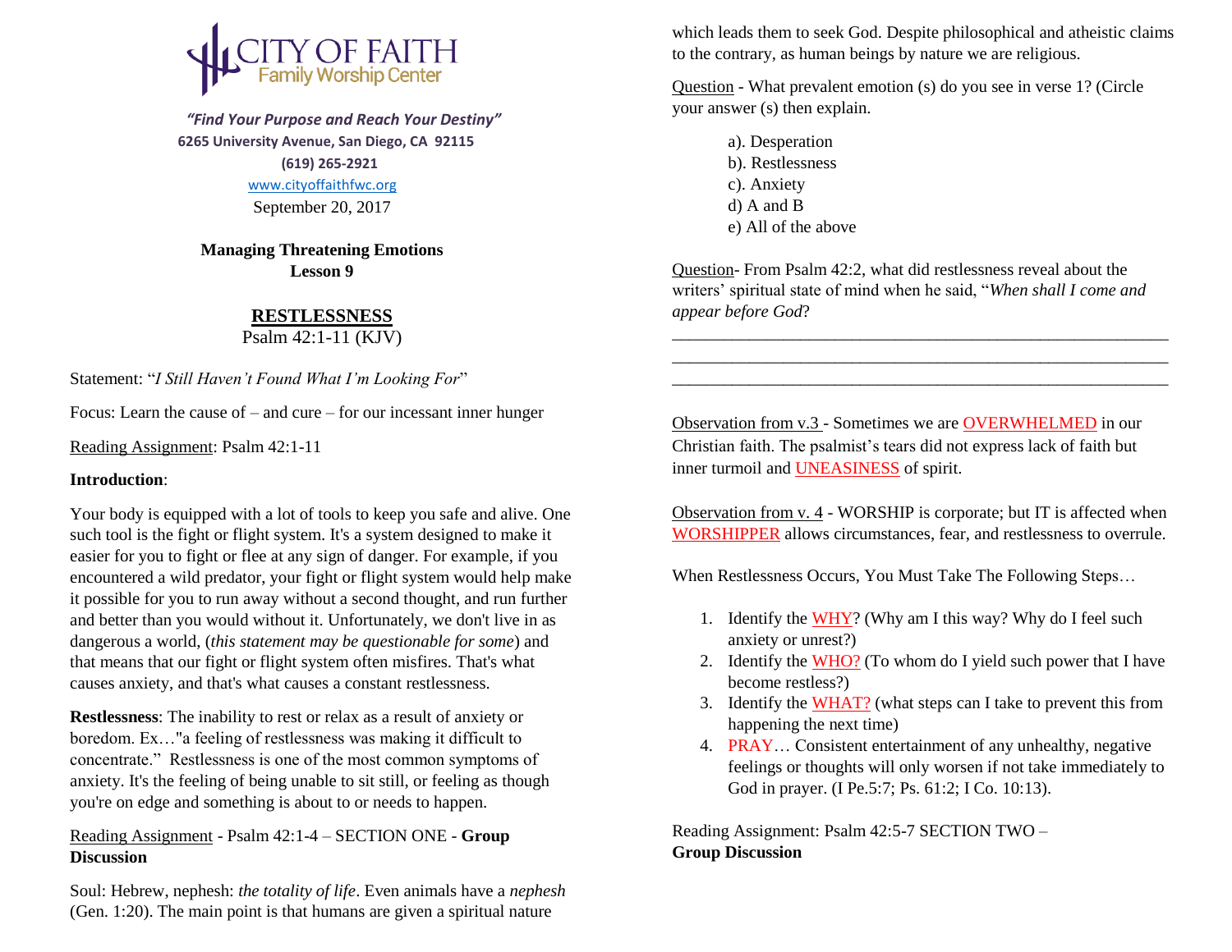# CITY OF FAITH
## Family Worship Center

***"Find Your Purpose and Reach Your Destiny"***

**6265 University Avenue, San Diego, CA 92115**

**(619) 265-2921**

www.cityoffaithfwc.org

September 20, 2017

**Managing Threatening Emotions**
**Lesson 9**

## RESTLESSNESS

Psalm 42:1-11 (KJV)

Statement: "*I Still Haven't Found What I'm Looking For*"

Focus: Learn the cause of – and cure – for our incessant inner hunger

Reading Assignment: Psalm 42:1-11

**Introduction**:

Your body is equipped with a lot of tools to keep you safe and alive. One such tool is the fight or flight system. It's a system designed to make it easier for you to fight or flee at any sign of danger. For example, if you encountered a wild predator, your fight or flight system would help make it possible for you to run away without a second thought, and run further and better than you would without it. Unfortunately, we don't live in as dangerous a world, (*this statement may be questionable for some*) and that means that our fight or flight system often misfires. That's what causes anxiety, and that's what causes a constant restlessness.

**Restlessness**: The inability to rest or relax as a result of anxiety or boredom. Ex…"a feeling of restlessness was making it difficult to concentrate." Restlessness is one of the most common symptoms of anxiety. It's the feeling of being unable to sit still, or feeling as though you're on edge and something is about to or needs to happen.

Reading Assignment - Psalm 42:1-4 – SECTION ONE - **Group Discussion**

Soul: Hebrew, nephesh: *the totality of life*. Even animals have a *nephesh* (Gen. 1:20). The main point is that humans are given a spiritual nature which leads them to seek God. Despite philosophical and atheistic claims to the contrary, as human beings by nature we are religious.

Question - What prevalent emotion (s) do you see in verse 1? (Circle your answer (s) then explain.

a). Desperation
b). Restlessness
c). Anxiety
d) A and B
e) All of the above

Question- From Psalm 42:2, what did restlessness reveal about the writers' spiritual state of mind when he said, "*When shall I come and appear before God*?

\_\_\_\_\_\_\_\_\_\_\_\_\_\_\_\_\_\_\_\_\_\_\_\_\_\_\_\_\_\_\_\_\_\_\_\_\_\_\_\_\_\_\_\_\_\_\_\_\_\_\_\_\_\_\_\_
\_\_\_\_\_\_\_\_\_\_\_\_\_\_\_\_\_\_\_\_\_\_\_\_\_\_\_\_\_\_\_\_\_\_\_\_\_\_\_\_\_\_\_\_\_\_\_\_\_\_\_\_\_\_\_\_
\_\_\_\_\_\_\_\_\_\_\_\_\_\_\_\_\_\_\_\_\_\_\_\_\_\_\_\_\_\_\_\_\_\_\_\_\_\_\_\_\_\_\_\_\_\_\_\_\_\_\_\_\_\_\_\_

Observation from v.3 - Sometimes we are OVERWHELMED in our Christian faith. The psalmist's tears did not express lack of faith but inner turmoil and UNEASINESS of spirit.

Observation from v. 4 - WORSHIP is corporate; but IT is affected when WORSHIPPER allows circumstances, fear, and restlessness to overrule.

When Restlessness Occurs, You Must Take The Following Steps…

1. Identify the WHY? (Why am I this way? Why do I feel such anxiety or unrest?)
2. Identify the WHO? (To whom do I yield such power that I have become restless?)
3. Identify the WHAT? (what steps can I take to prevent this from happening the next time)
4. PRAY… Consistent entertainment of any unhealthy, negative feelings or thoughts will only worsen if not take immediately to God in prayer. (I Pe.5:7; Ps. 61:2; I Co. 10:13).

Reading Assignment: Psalm 42:5-7 SECTION TWO – **Group Discussion**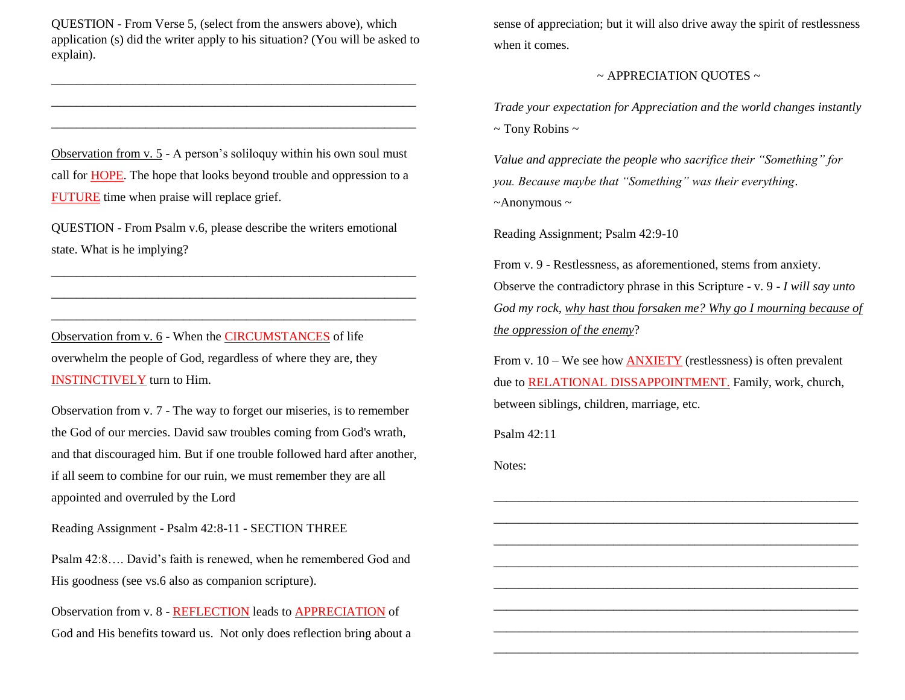QUESTION - From Verse 5, (select from the answers above), which application (s) did the writer apply to his situation? (You will be asked to explain).

___________________________________________________________

___________________________________________________________

___________________________________________________________

Observation from v. 5 - A person's soliloquy within his own soul must call for HOPE. The hope that looks beyond trouble and oppression to a FUTURE time when praise will replace grief.

QUESTION - From Psalm v.6, please describe the writers emotional state. What is he implying?

___________________________________________________________

___________________________________________________________

___________________________________________________________

Observation from v. 6 - When the CIRCUMSTANCES of life overwhelm the people of God, regardless of where they are, they INSTINCTIVELY turn to Him.

Observation from v. 7 - The way to forget our miseries, is to remember the God of our mercies. David saw troubles coming from God's wrath, and that discouraged him. But if one trouble followed hard after another, if all seem to combine for our ruin, we must remember they are all appointed and overruled by the Lord

Reading Assignment - Psalm 42:8-11 - SECTION THREE

Psalm 42:8…. David's faith is renewed, when he remembered God and His goodness (see vs.6 also as companion scripture).

Observation from v. 8 - REFLECTION leads to APPRECIATION of God and His benefits toward us. Not only does reflection bring about a sense of appreciation; but it will also drive away the spirit of restlessness when it comes.

~ APPRECIATION QUOTES ~

*Trade your expectation for Appreciation and the world changes instantly*
~ Tony Robins ~

*Value and appreciate the people who sacrifice their "Something" for you. Because maybe that "Something" was their everything*.
~Anonymous ~

Reading Assignment; Psalm 42:9-10

From v. 9 - Restlessness, as aforementioned, stems from anxiety. Observe the contradictory phrase in this Scripture - v. 9 - *I will say unto God my rock, why hast thou forsaken me? Why go I mourning because of the oppression of the enemy*?

From v. 10 – We see how ANXIETY (restlessness) is often prevalent due to RELATIONAL DISSAPPOINTMENT. Family, work, church, between siblings, children, marriage, etc.

Psalm 42:11

Notes:

___________________________________________________________

___________________________________________________________

___________________________________________________________

___________________________________________________________

___________________________________________________________

___________________________________________________________

___________________________________________________________

___________________________________________________________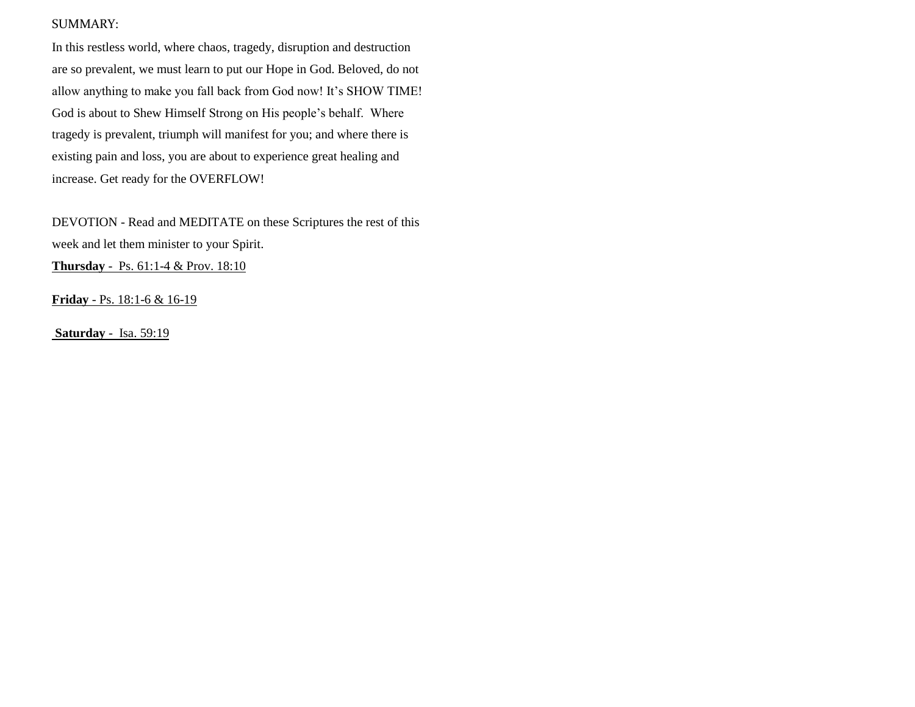SUMMARY:

In this restless world, where chaos, tragedy, disruption and destruction are so prevalent, we must learn to put our Hope in God. Beloved, do not allow anything to make you fall back from God now! It's SHOW TIME! God is about to Shew Himself Strong on His people's behalf. Where tragedy is prevalent, triumph will manifest for you; and where there is existing pain and loss, you are about to experience great healing and increase. Get ready for the OVERFLOW!

DEVOTION - Read and MEDITATE on these Scriptures the rest of this week and let them minister to your Spirit.

**Thursday** - Ps. 61:1-4 & Prov. 18:10

**Friday** - Ps. 18:1-6 & 16-19

**Saturday** - Isa. 59:19